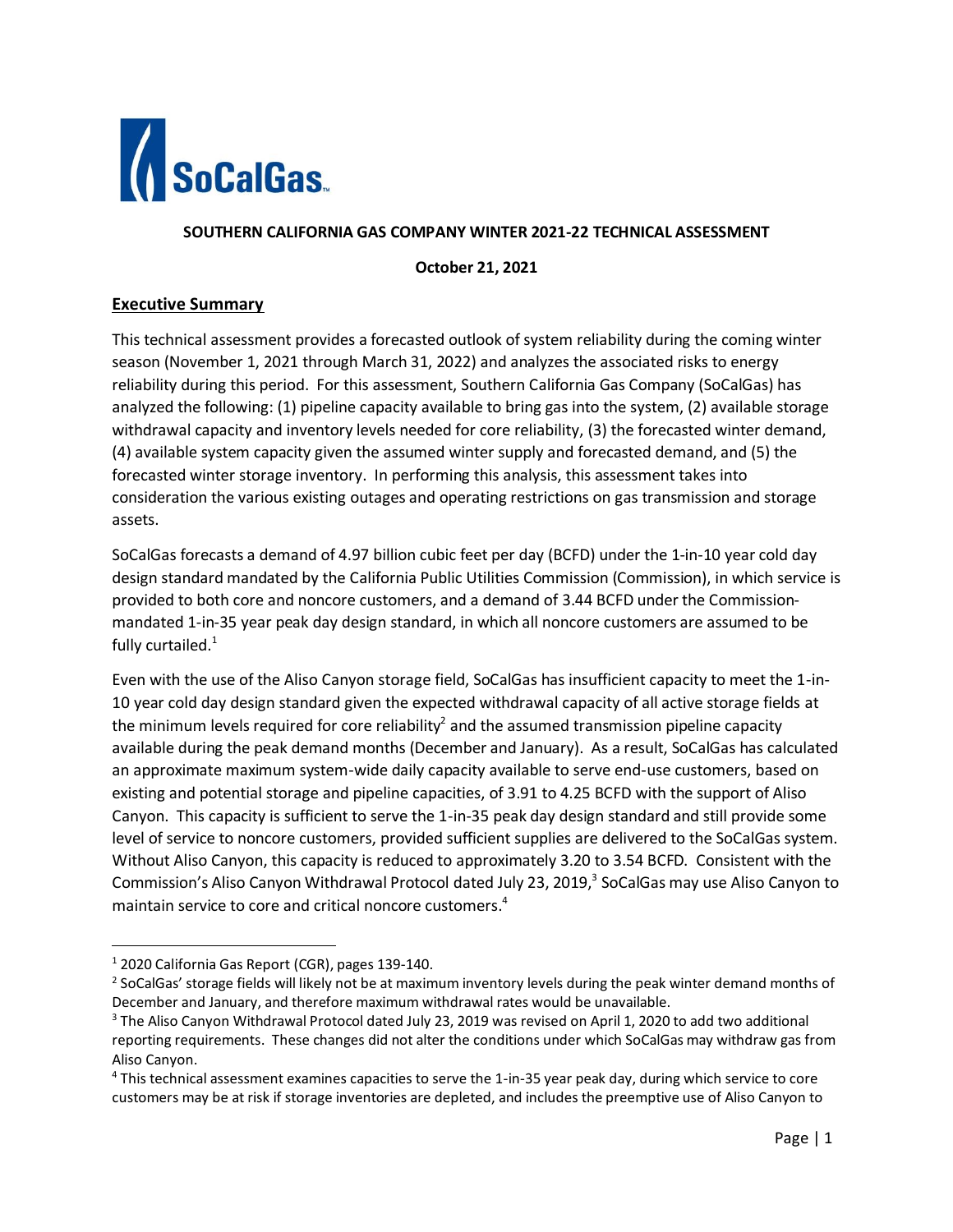**SOUTHERN CALIFORNIA GAS COMPANY WINTER 2021-22 TECHNICAL ASSESSMENT**

**October 21, 2021**

## Executive Summary

This technical assessment provides a forecasted outlook of system reliability during the coming winter season (November 1, 2021 through March 31, 2022) and analyzes the associated risks to energy reliability during this period. For this assessment, Southern California Gas Company (SoCalGas) has analyzed the following: (1) pipeline capacity available to bring gas into the system, (2) available storage withdrawal capacity and inventory levels needed for core reliability, (3) the forecasted winter demand, (4) available system capacity given the assumed winter supply and forecasted demand, and (5) the forecasted winter storage inventory. In performing this analysis, this assessment takes into consideration the various existing outages and operating restrictions on gas transmission and storage assets.

SoCalGas forecasts a demand of 4.97 billion cubic feet per day (BCFD) under the 1-in-10 year cold day design standard mandated by the California Public Utilities Commission (Commission), in which service is provided to both core and noncore customers, and a demand of 3.44 BCFD under the Commission-mandated 1-in-35 year peak day design standard, in which all noncore customers are assumed to be fully curtailed.[1]

Even with the use of the Aliso Canyon storage field, SoCalGas has insufficient capacity to meet the 1-in-10 year cold day design standard given the expected withdrawal capacity of all active storage fields at the minimum levels required for core reliability[2] and the assumed transmission pipeline capacity available during the peak demand months (December and January). As a result, SoCalGas has calculated an approximate maximum system-wide daily capacity available to serve end-use customers, based on existing and potential storage and pipeline capacities, of 3.91 to 4.25 BCFD with the support of Aliso Canyon. This capacity is sufficient to serve the 1-in-35 peak day design standard and still provide some level of service to noncore customers, provided sufficient supplies are delivered to the SoCalGas system. Without Aliso Canyon, this capacity is reduced to approximately 3.20 to 3.54 BCFD. Consistent with the Commission's Aliso Canyon Withdrawal Protocol dated July 23, 2019,[3] SoCalGas may use Aliso Canyon to maintain service to core and critical noncore customers.[4]

---

[1] 2020 California Gas Report (CGR), pages 139-140.

[2] SoCalGas' storage fields will likely not be at maximum inventory levels during the peak winter demand months of December and January, and therefore maximum withdrawal rates would be unavailable.

[3] The Aliso Canyon Withdrawal Protocol dated July 23, 2019 was revised on April 1, 2020 to add two additional reporting requirements. These changes did not alter the conditions under which SoCalGas may withdraw gas from Aliso Canyon.

[4] This technical assessment examines capacities to serve the 1-in-35 year peak day, during which service to core customers may be at risk if storage inventories are depleted, and includes the preemptive use of Aliso Canyon to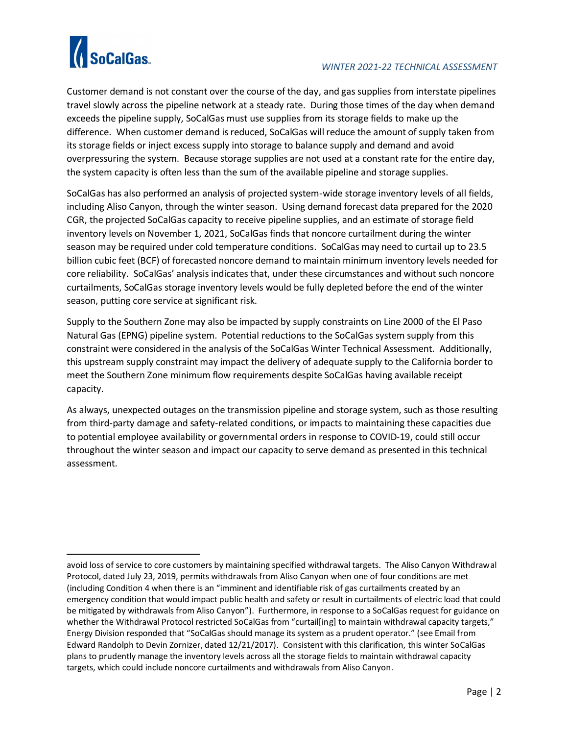Customer demand is not constant over the course of the day, and gas supplies from interstate pipelines travel slowly across the pipeline network at a steady rate. During those times of the day when demand exceeds the pipeline supply, SoCalGas must use supplies from its storage fields to make up the difference. When customer demand is reduced, SoCalGas will reduce the amount of supply taken from its storage fields or inject excess supply into storage to balance supply and demand and avoid overpressuring the system. Because storage supplies are not used at a constant rate for the entire day, the system capacity is often less than the sum of the available pipeline and storage supplies.

SoCalGas has also performed an analysis of projected system-wide storage inventory levels of all fields, including Aliso Canyon, through the winter season. Using demand forecast data prepared for the 2020 CGR, the projected SoCalGas capacity to receive pipeline supplies, and an estimate of storage field inventory levels on November 1, 2021, SoCalGas finds that noncore curtailment during the winter season may be required under cold temperature conditions. SoCalGas may need to curtail up to 23.5 billion cubic feet (BCF) of forecasted noncore demand to maintain minimum inventory levels needed for core reliability. SoCalGas' analysis indicates that, under these circumstances and without such noncore curtailments, SoCalGas storage inventory levels would be fully depleted before the end of the winter season, putting core service at significant risk.

Supply to the Southern Zone may also be impacted by supply constraints on Line 2000 of the El Paso Natural Gas (EPNG) pipeline system. Potential reductions to the SoCalGas system supply from this constraint were considered in the analysis of the SoCalGas Winter Technical Assessment. Additionally, this upstream supply constraint may impact the delivery of adequate supply to the California border to meet the Southern Zone minimum flow requirements despite SoCalGas having available receipt capacity.

As always, unexpected outages on the transmission pipeline and storage system, such as those resulting from third-party damage and safety-related conditions, or impacts to maintaining these capacities due to potential employee availability or governmental orders in response to COVID-19, could still occur throughout the winter season and impact our capacity to serve demand as presented in this technical assessment.

---

avoid loss of service to core customers by maintaining specified withdrawal targets. The Aliso Canyon Withdrawal Protocol, dated July 23, 2019, permits withdrawals from Aliso Canyon when one of four conditions are met (including Condition 4 when there is an "imminent and identifiable risk of gas curtailments created by an emergency condition that would impact public health and safety or result in curtailments of electric load that could be mitigated by withdrawals from Aliso Canyon"). Furthermore, in response to a SoCalGas request for guidance on whether the Withdrawal Protocol restricted SoCalGas from "curtail[ing] to maintain withdrawal capacity targets," Energy Division responded that "SoCalGas should manage its system as a prudent operator." (see Email from Edward Randolph to Devin Zornizer, dated 12/21/2017). Consistent with this clarification, this winter SoCalGas plans to prudently manage the inventory levels across all the storage fields to maintain withdrawal capacity targets, which could include noncore curtailments and withdrawals from Aliso Canyon.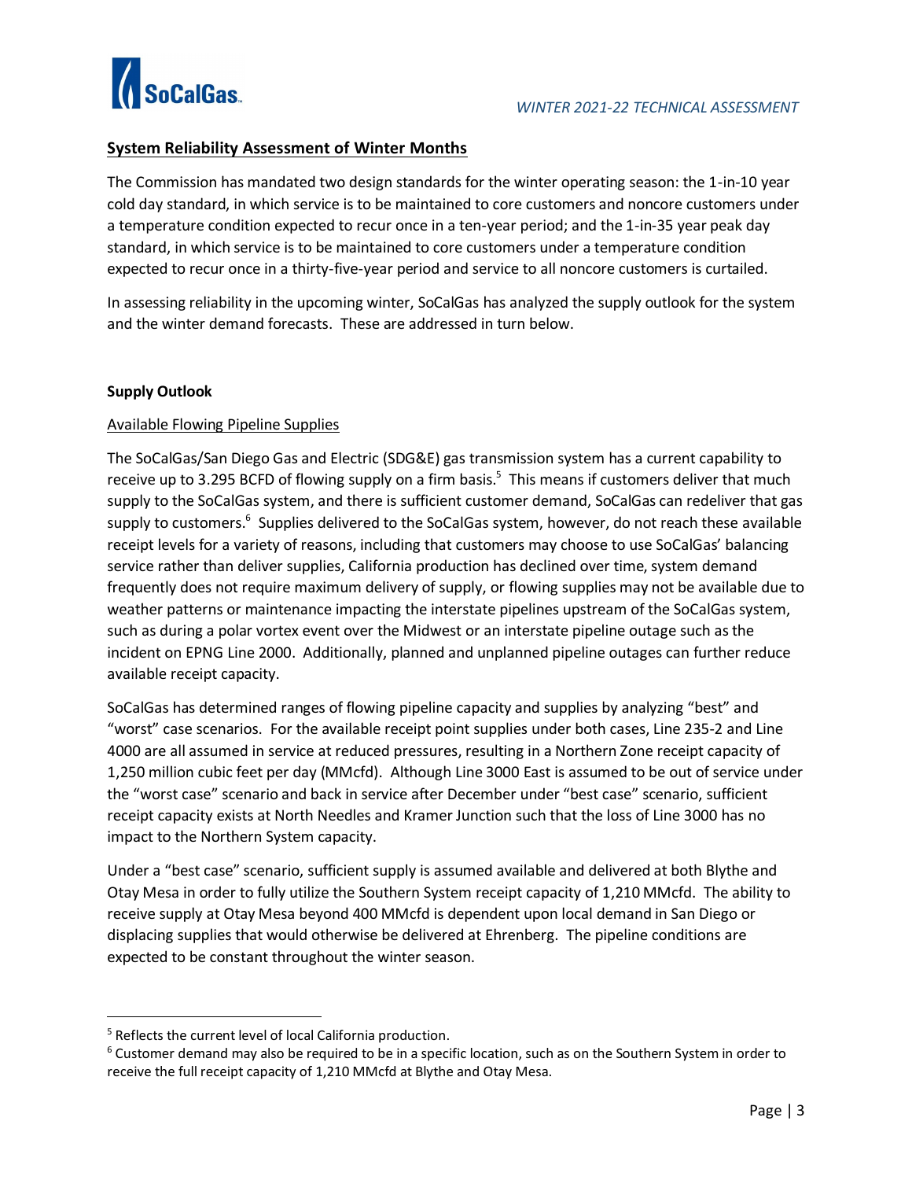## System Reliability Assessment of Winter Months

The Commission has mandated two design standards for the winter operating season: the 1-in-10 year cold day standard, in which service is to be maintained to core customers and noncore customers under a temperature condition expected to recur once in a ten-year period; and the 1-in-35 year peak day standard, in which service is to be maintained to core customers under a temperature condition expected to recur once in a thirty-five-year period and service to all noncore customers is curtailed.

In assessing reliability in the upcoming winter, SoCalGas has analyzed the supply outlook for the system and the winter demand forecasts. These are addressed in turn below.

### Supply Outlook

#### Available Flowing Pipeline Supplies

The SoCalGas/San Diego Gas and Electric (SDG&E) gas transmission system has a current capability to receive up to 3.295 BCFD of flowing supply on a firm basis.[5] This means if customers deliver that much supply to the SoCalGas system, and there is sufficient customer demand, SoCalGas can redeliver that gas supply to customers.[6] Supplies delivered to the SoCalGas system, however, do not reach these available receipt levels for a variety of reasons, including that customers may choose to use SoCalGas' balancing service rather than deliver supplies, California production has declined over time, system demand frequently does not require maximum delivery of supply, or flowing supplies may not be available due to weather patterns or maintenance impacting the interstate pipelines upstream of the SoCalGas system, such as during a polar vortex event over the Midwest or an interstate pipeline outage such as the incident on EPNG Line 2000. Additionally, planned and unplanned pipeline outages can further reduce available receipt capacity.

SoCalGas has determined ranges of flowing pipeline capacity and supplies by analyzing "best" and "worst" case scenarios. For the available receipt point supplies under both cases, Line 235-2 and Line 4000 are all assumed in service at reduced pressures, resulting in a Northern Zone receipt capacity of 1,250 million cubic feet per day (MMcfd). Although Line 3000 East is assumed to be out of service under the "worst case" scenario and back in service after December under "best case" scenario, sufficient receipt capacity exists at North Needles and Kramer Junction such that the loss of Line 3000 has no impact to the Northern System capacity.

Under a "best case" scenario, sufficient supply is assumed available and delivered at both Blythe and Otay Mesa in order to fully utilize the Southern System receipt capacity of 1,210 MMcfd. The ability to receive supply at Otay Mesa beyond 400 MMcfd is dependent upon local demand in San Diego or displacing supplies that would otherwise be delivered at Ehrenberg. The pipeline conditions are expected to be constant throughout the winter season.

[5] Reflects the current level of local California production.

[6] Customer demand may also be required to be in a specific location, such as on the Southern System in order to receive the full receipt capacity of 1,210 MMcfd at Blythe and Otay Mesa.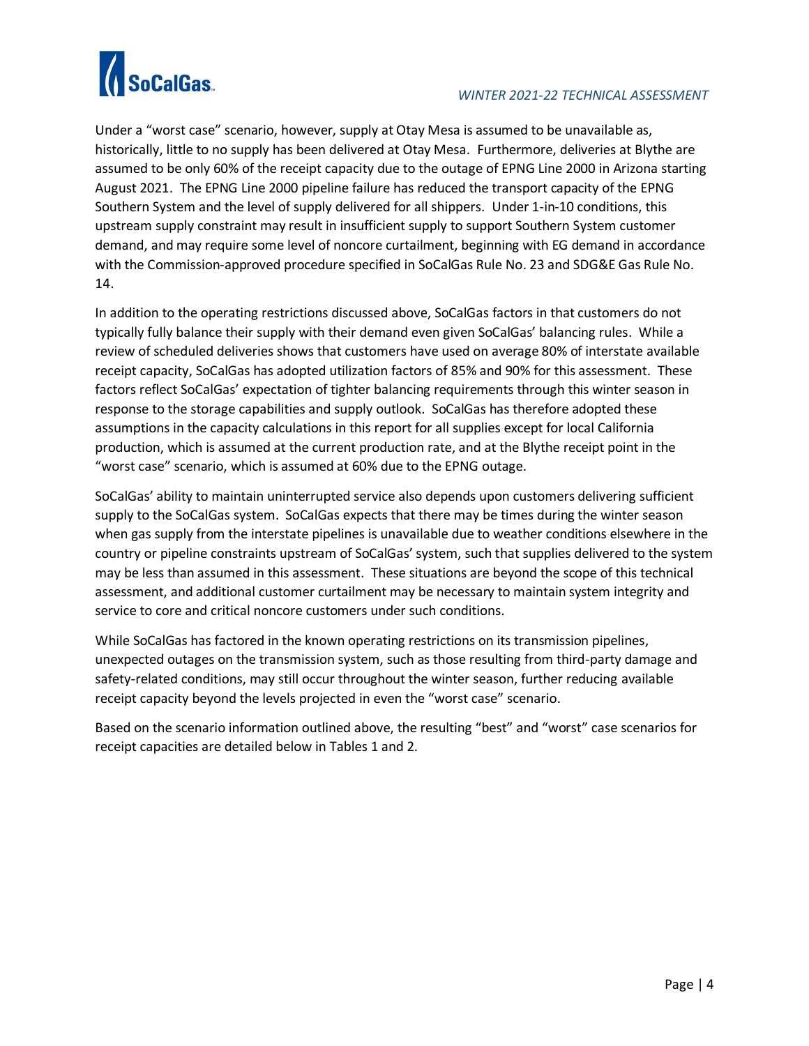Under a "worst case" scenario, however, supply at Otay Mesa is assumed to be unavailable as, historically, little to no supply has been delivered at Otay Mesa. Furthermore, deliveries at Blythe are assumed to be only 60% of the receipt capacity due to the outage of EPNG Line 2000 in Arizona starting August 2021. The EPNG Line 2000 pipeline failure has reduced the transport capacity of the EPNG Southern System and the level of supply delivered for all shippers. Under 1-in-10 conditions, this upstream supply constraint may result in insufficient supply to support Southern System customer demand, and may require some level of noncore curtailment, beginning with EG demand in accordance with the Commission-approved procedure specified in SoCalGas Rule No. 23 and SDG&E Gas Rule No. 14.

In addition to the operating restrictions discussed above, SoCalGas factors in that customers do not typically fully balance their supply with their demand even given SoCalGas' balancing rules. While a review of scheduled deliveries shows that customers have used on average 80% of interstate available receipt capacity, SoCalGas has adopted utilization factors of 85% and 90% for this assessment. These factors reflect SoCalGas' expectation of tighter balancing requirements through this winter season in response to the storage capabilities and supply outlook. SoCalGas has therefore adopted these assumptions in the capacity calculations in this report for all supplies except for local California production, which is assumed at the current production rate, and at the Blythe receipt point in the "worst case" scenario, which is assumed at 60% due to the EPNG outage.

SoCalGas' ability to maintain uninterrupted service also depends upon customers delivering sufficient supply to the SoCalGas system. SoCalGas expects that there may be times during the winter season when gas supply from the interstate pipelines is unavailable due to weather conditions elsewhere in the country or pipeline constraints upstream of SoCalGas' system, such that supplies delivered to the system may be less than assumed in this assessment. These situations are beyond the scope of this technical assessment, and additional customer curtailment may be necessary to maintain system integrity and service to core and critical noncore customers under such conditions.

While SoCalGas has factored in the known operating restrictions on its transmission pipelines, unexpected outages on the transmission system, such as those resulting from third-party damage and safety-related conditions, may still occur throughout the winter season, further reducing available receipt capacity beyond the levels projected in even the "worst case" scenario.

Based on the scenario information outlined above, the resulting "best" and "worst" case scenarios for receipt capacities are detailed below in Tables 1 and 2.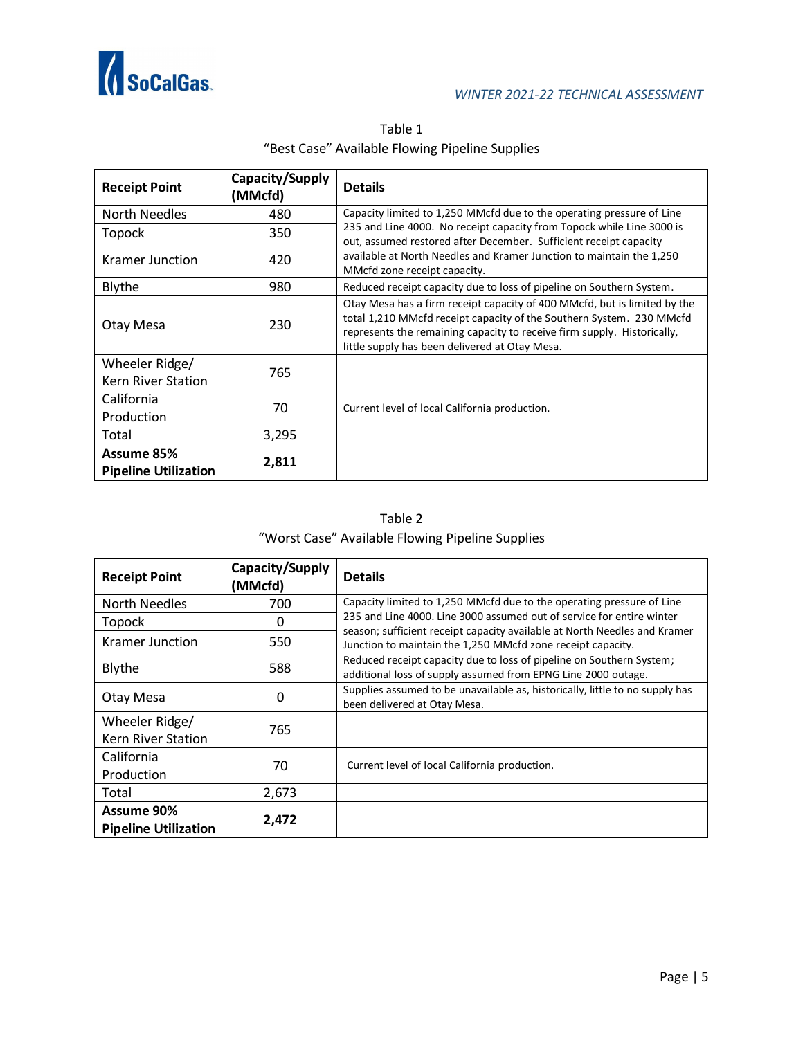Table 1
"Best Case" Available Flowing Pipeline Supplies

| Receipt Point | Capacity/Supply (MMcfd) | Details |
|---|---|---|
| North Needles | 480 | Capacity limited to 1,250 MMcfd due to the operating pressure of Line 235 and Line 4000. No receipt capacity from Topock while Line 3000 is out, assumed restored after December. Sufficient receipt capacity available at North Needles and Kramer Junction to maintain the 1,250 MMcfd zone receipt capacity. |
| Topock | 350 | |
| Kramer Junction | 420 | |
| Blythe | 980 | Reduced receipt capacity due to loss of pipeline on Southern System. |
| Otay Mesa | 230 | Otay Mesa has a firm receipt capacity of 400 MMcfd, but is limited by the total 1,210 MMcfd receipt capacity of the Southern System. 230 MMcfd represents the remaining capacity to receive firm supply. Historically, little supply has been delivered at Otay Mesa. |
| Wheeler Ridge/ Kern River Station | 765 | |
| California Production | 70 | Current level of local California production. |
| Total | 3,295 | |
| **Assume 85% Pipeline Utilization** | **2,811** | |

Table 2
"Worst Case" Available Flowing Pipeline Supplies

| Receipt Point | Capacity/Supply (MMcfd) | Details |
|---|---|---|
| North Needles | 700 | Capacity limited to 1,250 MMcfd due to the operating pressure of Line 235 and Line 4000. Line 3000 assumed out of service for entire winter season; sufficient receipt capacity available at North Needles and Kramer Junction to maintain the 1,250 MMcfd zone receipt capacity. |
| Topock | 0 | |
| Kramer Junction | 550 | |
| Blythe | 588 | Reduced receipt capacity due to loss of pipeline on Southern System; additional loss of supply assumed from EPNG Line 2000 outage. |
| Otay Mesa | 0 | Supplies assumed to be unavailable as, historically, little to no supply has been delivered at Otay Mesa. |
| Wheeler Ridge/ Kern River Station | 765 | |
| California Production | 70 | Current level of local California production. |
| Total | 2,673 | |
| **Assume 90% Pipeline Utilization** | **2,472** | |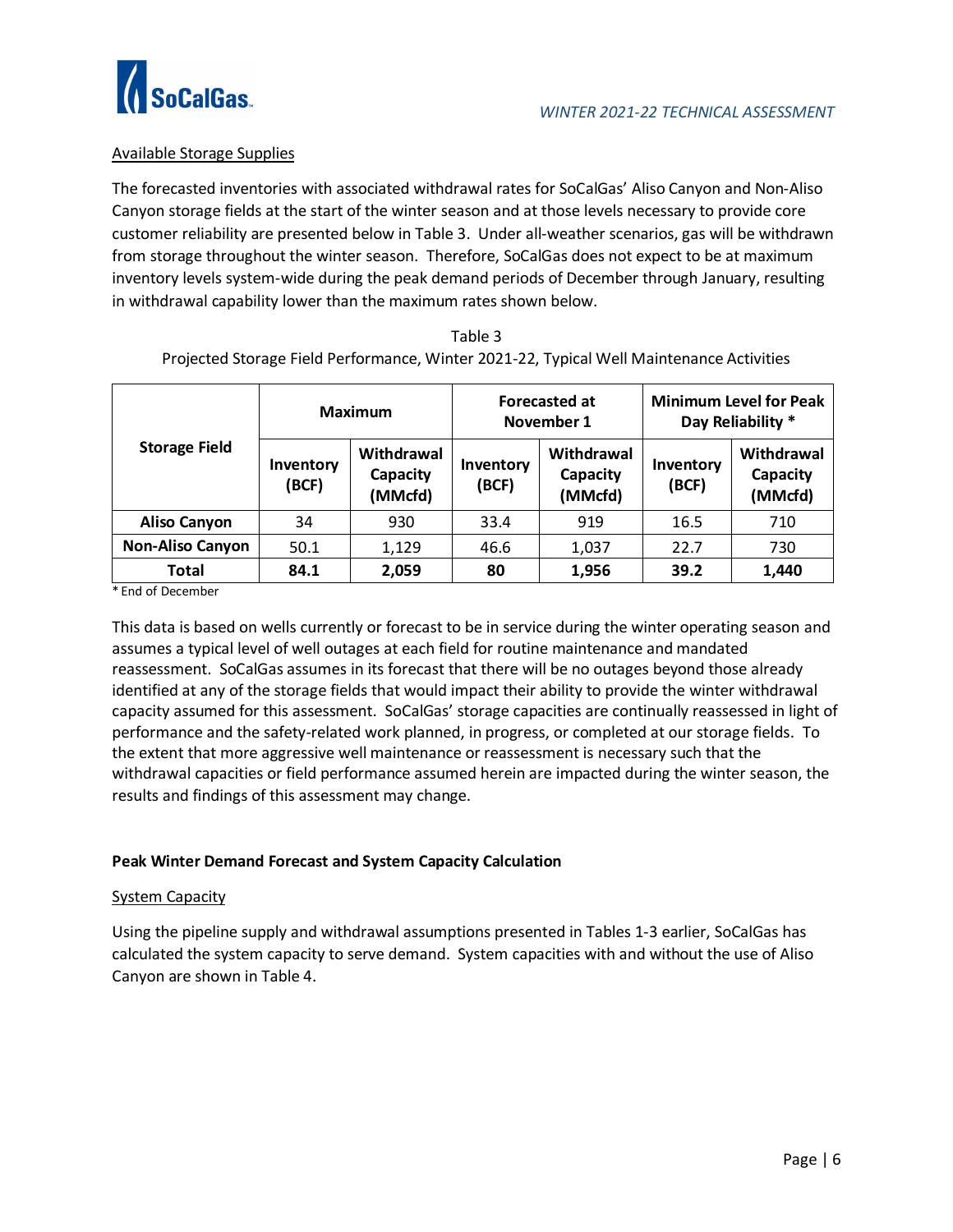Available Storage Supplies

The forecasted inventories with associated withdrawal rates for SoCalGas' Aliso Canyon and Non-Aliso Canyon storage fields at the start of the winter season and at those levels necessary to provide core customer reliability are presented below in Table 3. Under all-weather scenarios, gas will be withdrawn from storage throughout the winter season. Therefore, SoCalGas does not expect to be at maximum inventory levels system-wide during the peak demand periods of December through January, resulting in withdrawal capability lower than the maximum rates shown below.

Table 3
Projected Storage Field Performance, Winter 2021-22, Typical Well Maintenance Activities

| Storage Field | Maximum | | Forecasted at November 1 | | Minimum Level for Peak Day Reliability * | |
|---|---|---|---|---|---|---|
| | Inventory (BCF) | Withdrawal Capacity (MMcfd) | Inventory (BCF) | Withdrawal Capacity (MMcfd) | Inventory (BCF) | Withdrawal Capacity (MMcfd) |
| **Aliso Canyon** | 34 | 930 | 33.4 | 919 | 16.5 | 710 |
| **Non-Aliso Canyon** | 50.1 | 1,129 | 46.6 | 1,037 | 22.7 | 730 |
| **Total** | **84.1** | **2,059** | **80** | **1,956** | **39.2** | **1,440** |

* End of December

This data is based on wells currently or forecast to be in service during the winter operating season and assumes a typical level of well outages at each field for routine maintenance and mandated reassessment. SoCalGas assumes in its forecast that there will be no outages beyond those already identified at any of the storage fields that would impact their ability to provide the winter withdrawal capacity assumed for this assessment. SoCalGas' storage capacities are continually reassessed in light of performance and the safety-related work planned, in progress, or completed at our storage fields. To the extent that more aggressive well maintenance or reassessment is necessary such that the withdrawal capacities or field performance assumed herein are impacted during the winter season, the results and findings of this assessment may change.

**Peak Winter Demand Forecast and System Capacity Calculation**

System Capacity

Using the pipeline supply and withdrawal assumptions presented in Tables 1-3 earlier, SoCalGas has calculated the system capacity to serve demand. System capacities with and without the use of Aliso Canyon are shown in Table 4.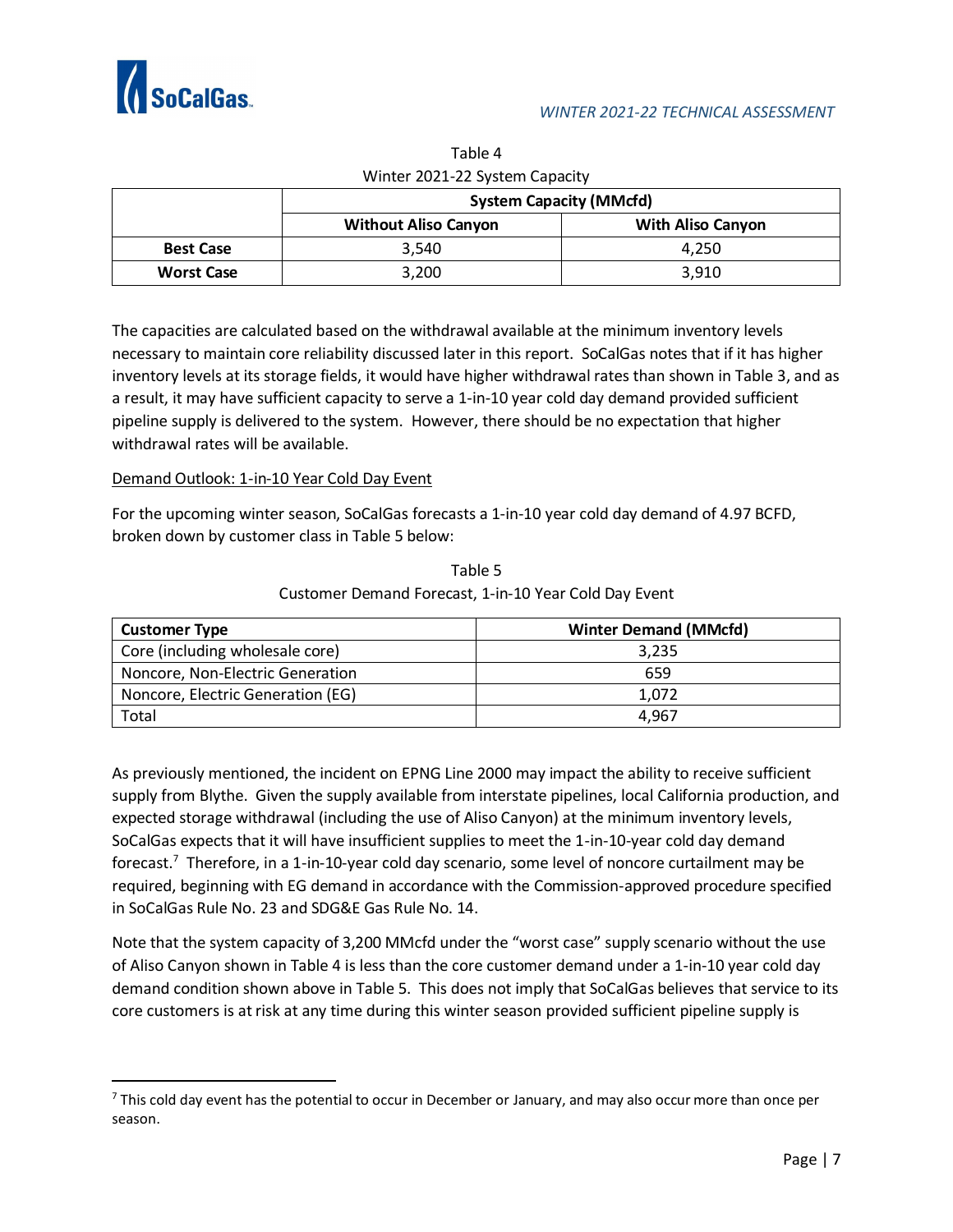Table 4
Winter 2021-22 System Capacity

| | System Capacity (MMcfd) | |
|---|---|---|
| | **Without Aliso Canyon** | **With Aliso Canyon** |
| **Best Case** | 3,540 | 4,250 |
| **Worst Case** | 3,200 | 3,910 |

The capacities are calculated based on the withdrawal available at the minimum inventory levels necessary to maintain core reliability discussed later in this report. SoCalGas notes that if it has higher inventory levels at its storage fields, it would have higher withdrawal rates than shown in Table 3, and as a result, it may have sufficient capacity to serve a 1-in-10 year cold day demand provided sufficient pipeline supply is delivered to the system. However, there should be no expectation that higher withdrawal rates will be available.

<u>Demand Outlook: 1-in-10 Year Cold Day Event</u>

For the upcoming winter season, SoCalGas forecasts a 1-in-10 year cold day demand of 4.97 BCFD, broken down by customer class in Table 5 below:

Table 5
Customer Demand Forecast, 1-in-10 Year Cold Day Event

| Customer Type | Winter Demand (MMcfd) |
|---|---|
| Core (including wholesale core) | 3,235 |
| Noncore, Non-Electric Generation | 659 |
| Noncore, Electric Generation (EG) | 1,072 |
| Total | 4,967 |

As previously mentioned, the incident on EPNG Line 2000 may impact the ability to receive sufficient supply from Blythe. Given the supply available from interstate pipelines, local California production, and expected storage withdrawal (including the use of Aliso Canyon) at the minimum inventory levels, SoCalGas expects that it will have insufficient supplies to meet the 1-in-10-year cold day demand forecast.[7] Therefore, in a 1-in-10-year cold day scenario, some level of noncore curtailment may be required, beginning with EG demand in accordance with the Commission-approved procedure specified in SoCalGas Rule No. 23 and SDG&E Gas Rule No. 14.

Note that the system capacity of 3,200 MMcfd under the "worst case" supply scenario without the use of Aliso Canyon shown in Table 4 is less than the core customer demand under a 1-in-10 year cold day demand condition shown above in Table 5. This does not imply that SoCalGas believes that service to its core customers is at risk at any time during this winter season provided sufficient pipeline supply is

[7] This cold day event has the potential to occur in December or January, and may also occur more than once per season.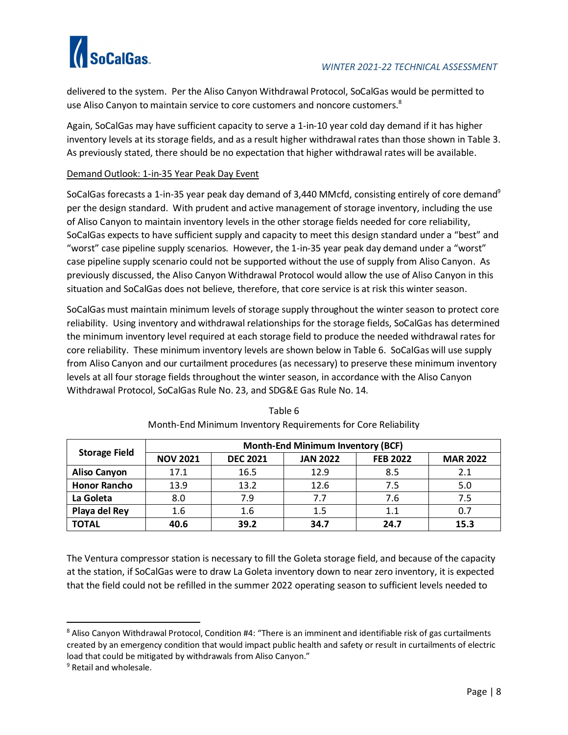delivered to the system. Per the Aliso Canyon Withdrawal Protocol, SoCalGas would be permitted to use Aliso Canyon to maintain service to core customers and noncore customers.[8]

Again, SoCalGas may have sufficient capacity to serve a 1-in-10 year cold day demand if it has higher inventory levels at its storage fields, and as a result higher withdrawal rates than those shown in Table 3. As previously stated, there should be no expectation that higher withdrawal rates will be available.

<u>Demand Outlook: 1-in-35 Year Peak Day Event</u>

SoCalGas forecasts a 1-in-35 year peak day demand of 3,440 MMcfd, consisting entirely of core demand[9] per the design standard. With prudent and active management of storage inventory, including the use of Aliso Canyon to maintain inventory levels in the other storage fields needed for core reliability, SoCalGas expects to have sufficient supply and capacity to meet this design standard under a "best" and "worst" case pipeline supply scenarios. However, the 1-in-35 year peak day demand under a "worst" case pipeline supply scenario could not be supported without the use of supply from Aliso Canyon. As previously discussed, the Aliso Canyon Withdrawal Protocol would allow the use of Aliso Canyon in this situation and SoCalGas does not believe, therefore, that core service is at risk this winter season.

SoCalGas must maintain minimum levels of storage supply throughout the winter season to protect core reliability. Using inventory and withdrawal relationships for the storage fields, SoCalGas has determined the minimum inventory level required at each storage field to produce the needed withdrawal rates for core reliability. These minimum inventory levels are shown below in Table 6. SoCalGas will use supply from Aliso Canyon and our curtailment procedures (as necessary) to preserve these minimum inventory levels at all four storage fields throughout the winter season, in accordance with the Aliso Canyon Withdrawal Protocol, SoCalGas Rule No. 23, and SDG&E Gas Rule No. 14.

Table 6
Month-End Minimum Inventory Requirements for Core Reliability

| Storage Field | Month-End Minimum Inventory (BCF) | | | | |
|---|---|---|---|---|---|
| | **NOV 2021** | **DEC 2021** | **JAN 2022** | **FEB 2022** | **MAR 2022** |
| **Aliso Canyon** | 17.1 | 16.5 | 12.9 | 8.5 | 2.1 |
| **Honor Rancho** | 13.9 | 13.2 | 12.6 | 7.5 | 5.0 |
| **La Goleta** | 8.0 | 7.9 | 7.7 | 7.6 | 7.5 |
| **Playa del Rey** | 1.6 | 1.6 | 1.5 | 1.1 | 0.7 |
| **TOTAL** | **40.6** | **39.2** | **34.7** | **24.7** | **15.3** |

The Ventura compressor station is necessary to fill the Goleta storage field, and because of the capacity at the station, if SoCalGas were to draw La Goleta inventory down to near zero inventory, it is expected that the field could not be refilled in the summer 2022 operating season to sufficient levels needed to

[8] Aliso Canyon Withdrawal Protocol, Condition #4: "There is an imminent and identifiable risk of gas curtailments created by an emergency condition that would impact public health and safety or result in curtailments of electric load that could be mitigated by withdrawals from Aliso Canyon."

[9] Retail and wholesale.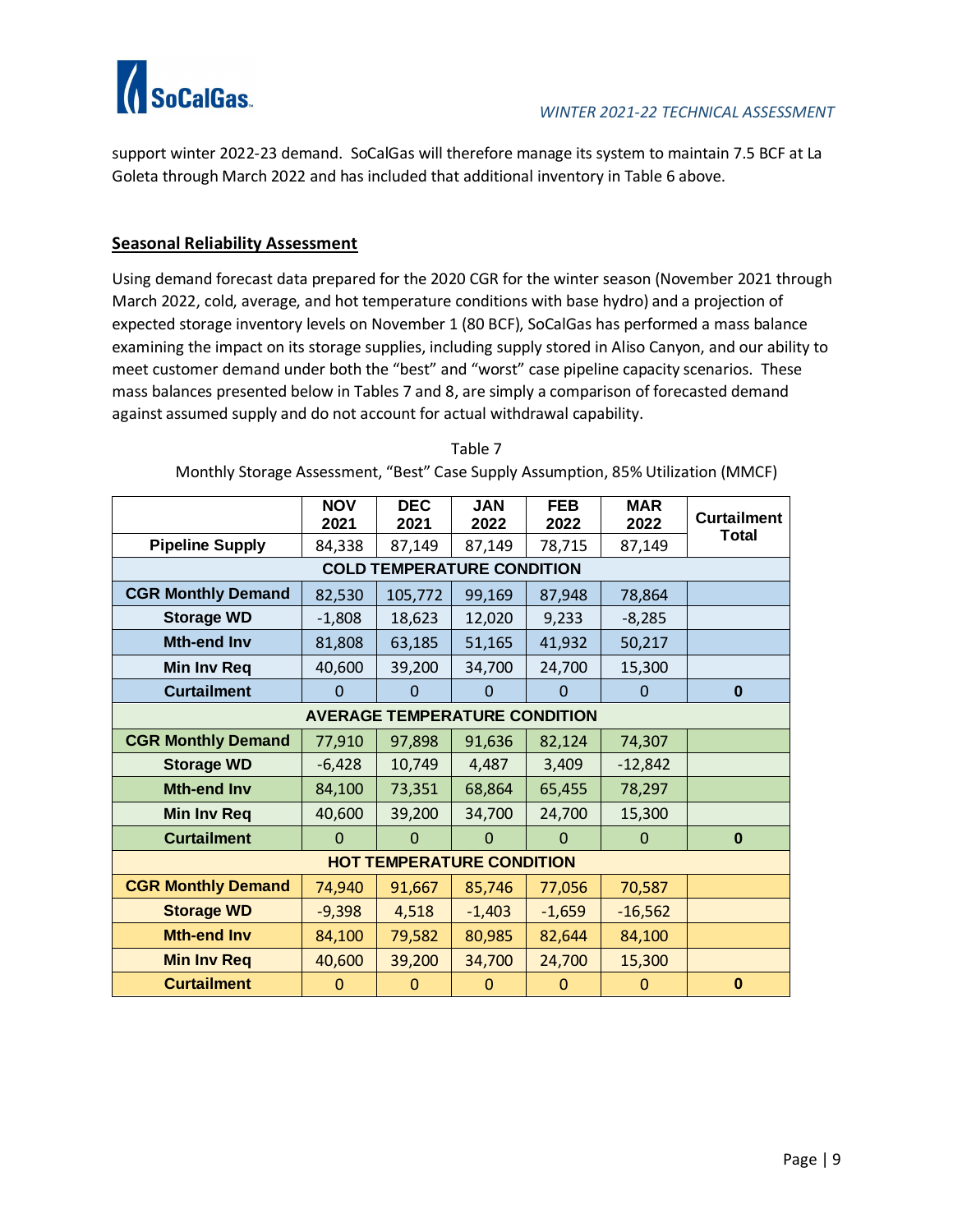support winter 2022-23 demand. SoCalGas will therefore manage its system to maintain 7.5 BCF at La Goleta through March 2022 and has included that additional inventory in Table 6 above.

## Seasonal Reliability Assessment

Using demand forecast data prepared for the 2020 CGR for the winter season (November 2021 through March 2022, cold, average, and hot temperature conditions with base hydro) and a projection of expected storage inventory levels on November 1 (80 BCF), SoCalGas has performed a mass balance examining the impact on its storage supplies, including supply stored in Aliso Canyon, and our ability to meet customer demand under both the "best" and "worst" case pipeline capacity scenarios. These mass balances presented below in Tables 7 and 8, are simply a comparison of forecasted demand against assumed supply and do not account for actual withdrawal capability.

Table 7

Monthly Storage Assessment, "Best" Case Supply Assumption, 85% Utilization (MMCF)

| | NOV 2021 | DEC 2021 | JAN 2022 | FEB 2022 | MAR 2022 | Curtailment Total |
|---|---|---|---|---|---|---|
| **Pipeline Supply** | 84,338 | 87,149 | 87,149 | 78,715 | 87,149 | |
| **COLD TEMPERATURE CONDITION** | | | | | | |
| **CGR Monthly Demand** | 82,530 | 105,772 | 99,169 | 87,948 | 78,864 | |
| **Storage WD** | -1,808 | 18,623 | 12,020 | 9,233 | -8,285 | |
| **Mth-end Inv** | 81,808 | 63,185 | 51,165 | 41,932 | 50,217 | |
| **Min Inv Req** | 40,600 | 39,200 | 34,700 | 24,700 | 15,300 | |
| **Curtailment** | 0 | 0 | 0 | 0 | 0 | **0** |
| **AVERAGE TEMPERATURE CONDITION** | | | | | | |
| **CGR Monthly Demand** | 77,910 | 97,898 | 91,636 | 82,124 | 74,307 | |
| **Storage WD** | -6,428 | 10,749 | 4,487 | 3,409 | -12,842 | |
| **Mth-end Inv** | 84,100 | 73,351 | 68,864 | 65,455 | 78,297 | |
| **Min Inv Req** | 40,600 | 39,200 | 34,700 | 24,700 | 15,300 | |
| **Curtailment** | 0 | 0 | 0 | 0 | 0 | **0** |
| **HOT TEMPERATURE CONDITION** | | | | | | |
| **CGR Monthly Demand** | 74,940 | 91,667 | 85,746 | 77,056 | 70,587 | |
| **Storage WD** | -9,398 | 4,518 | -1,403 | -1,659 | -16,562 | |
| **Mth-end Inv** | 84,100 | 79,582 | 80,985 | 82,644 | 84,100 | |
| **Min Inv Req** | 40,600 | 39,200 | 34,700 | 24,700 | 15,300 | |
| **Curtailment** | 0 | 0 | 0 | 0 | 0 | **0** |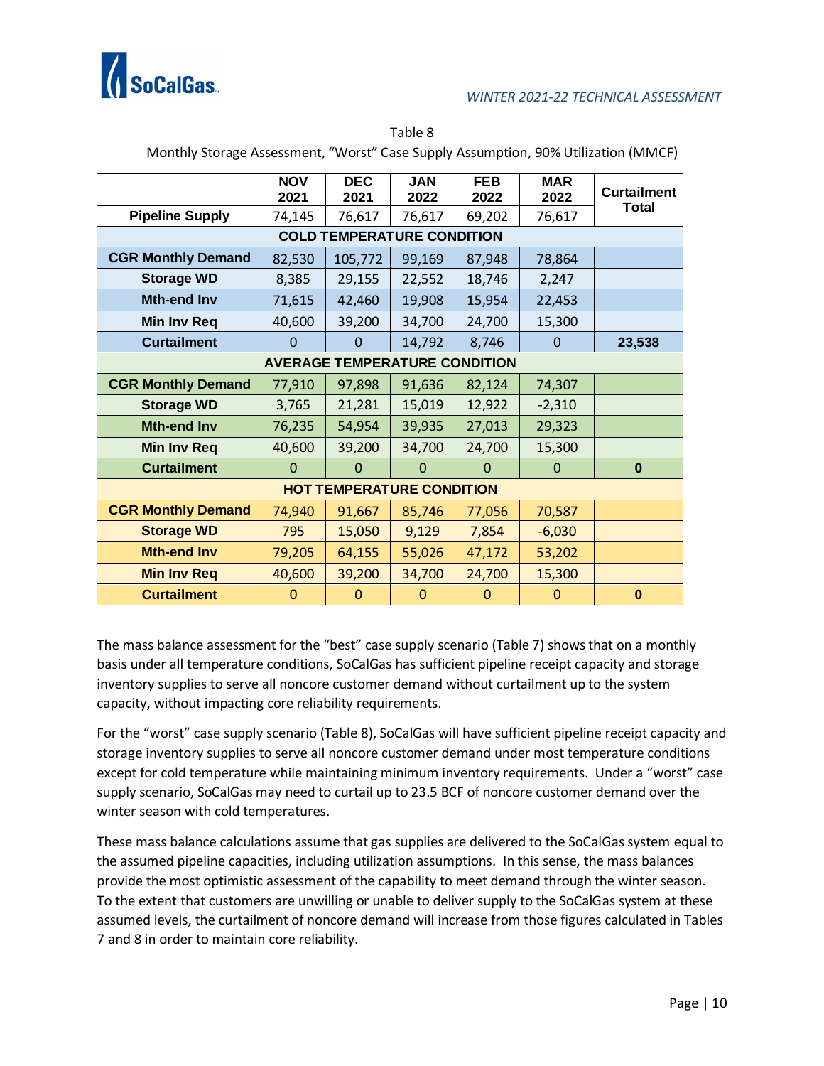Table 8

Monthly Storage Assessment, "Worst" Case Supply Assumption, 90% Utilization (MMCF)

| | NOV 2021 | DEC 2021 | JAN 2022 | FEB 2022 | MAR 2022 | Curtailment Total |
|---|---|---|---|---|---|---|
| **Pipeline Supply** | 74,145 | 76,617 | 76,617 | 69,202 | 76,617 | |
| **COLD TEMPERATURE CONDITION** | | | | | | |
| **CGR Monthly Demand** | 82,530 | 105,772 | 99,169 | 87,948 | 78,864 | |
| **Storage WD** | 8,385 | 29,155 | 22,552 | 18,746 | 2,247 | |
| **Mth-end Inv** | 71,615 | 42,460 | 19,908 | 15,954 | 22,453 | |
| **Min Inv Req** | 40,600 | 39,200 | 34,700 | 24,700 | 15,300 | |
| **Curtailment** | 0 | 0 | 14,792 | 8,746 | 0 | **23,538** |
| **AVERAGE TEMPERATURE CONDITION** | | | | | | |
| **CGR Monthly Demand** | 77,910 | 97,898 | 91,636 | 82,124 | 74,307 | |
| **Storage WD** | 3,765 | 21,281 | 15,019 | 12,922 | -2,310 | |
| **Mth-end Inv** | 76,235 | 54,954 | 39,935 | 27,013 | 29,323 | |
| **Min Inv Req** | 40,600 | 39,200 | 34,700 | 24,700 | 15,300 | |
| **Curtailment** | 0 | 0 | 0 | 0 | 0 | **0** |
| **HOT TEMPERATURE CONDITION** | | | | | | |
| **CGR Monthly Demand** | 74,940 | 91,667 | 85,746 | 77,056 | 70,587 | |
| **Storage WD** | 795 | 15,050 | 9,129 | 7,854 | -6,030 | |
| **Mth-end Inv** | 79,205 | 64,155 | 55,026 | 47,172 | 53,202 | |
| **Min Inv Req** | 40,600 | 39,200 | 34,700 | 24,700 | 15,300 | |
| **Curtailment** | 0 | 0 | 0 | 0 | 0 | **0** |

The mass balance assessment for the "best" case supply scenario (Table 7) shows that on a monthly basis under all temperature conditions, SoCalGas has sufficient pipeline receipt capacity and storage inventory supplies to serve all noncore customer demand without curtailment up to the system capacity, without impacting core reliability requirements.

For the "worst" case supply scenario (Table 8), SoCalGas will have sufficient pipeline receipt capacity and storage inventory supplies to serve all noncore customer demand under most temperature conditions except for cold temperature while maintaining minimum inventory requirements. Under a "worst" case supply scenario, SoCalGas may need to curtail up to 23.5 BCF of noncore customer demand over the winter season with cold temperatures.

These mass balance calculations assume that gas supplies are delivered to the SoCalGas system equal to the assumed pipeline capacities, including utilization assumptions. In this sense, the mass balances provide the most optimistic assessment of the capability to meet demand through the winter season. To the extent that customers are unwilling or unable to deliver supply to the SoCalGas system at these assumed levels, the curtailment of noncore demand will increase from those figures calculated in Tables 7 and 8 in order to maintain core reliability.